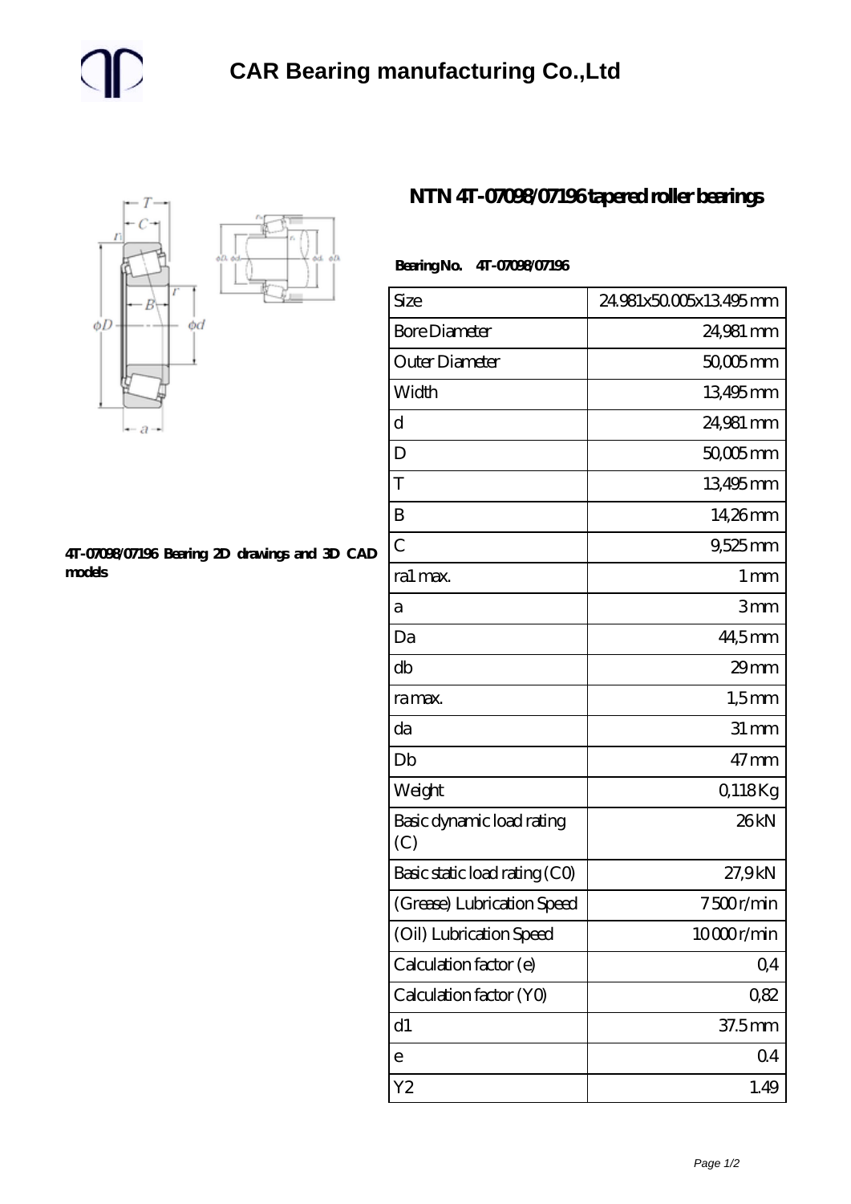# CAR Bearing manufacturing Co.,Ltd

## NTN 4T-07098/07196 tapered roller bearings

4T-07098/07196 Bearing 2D drawings and 3D CAD models

**Bearing No.** 4T-07098/07196

| | |
|---|---|
| Size | 24.981x50.005x13.495 mm |
| Bore Diameter | 24,981 mm |
| Outer Diameter | 50,005 mm |
| Width | 13,495 mm |
| d | 24,981 mm |
| D | 50,005 mm |
| T | 13,495 mm |
| B | 14,26 mm |
| C | 9,525 mm |
| ra1 max. | 1 mm |
| a | 3 mm |
| Da | 44,5 mm |
| db | 29 mm |
| ra max. | 1,5 mm |
| da | 31 mm |
| Db | 47 mm |
| Weight | 0,118 Kg |
| Basic dynamic load rating (C) | 26 kN |
| Basic static load rating (C0) | 27,9 kN |
| (Grease) Lubrication Speed | 7 500 r/min |
| (Oil) Lubrication Speed | 10 000 r/min |
| Calculation factor (e) | 0,4 |
| Calculation factor (Y0) | 0,82 |
| d1 | 37.5 mm |
| e | 0.4 |
| Y2 | 1.49 |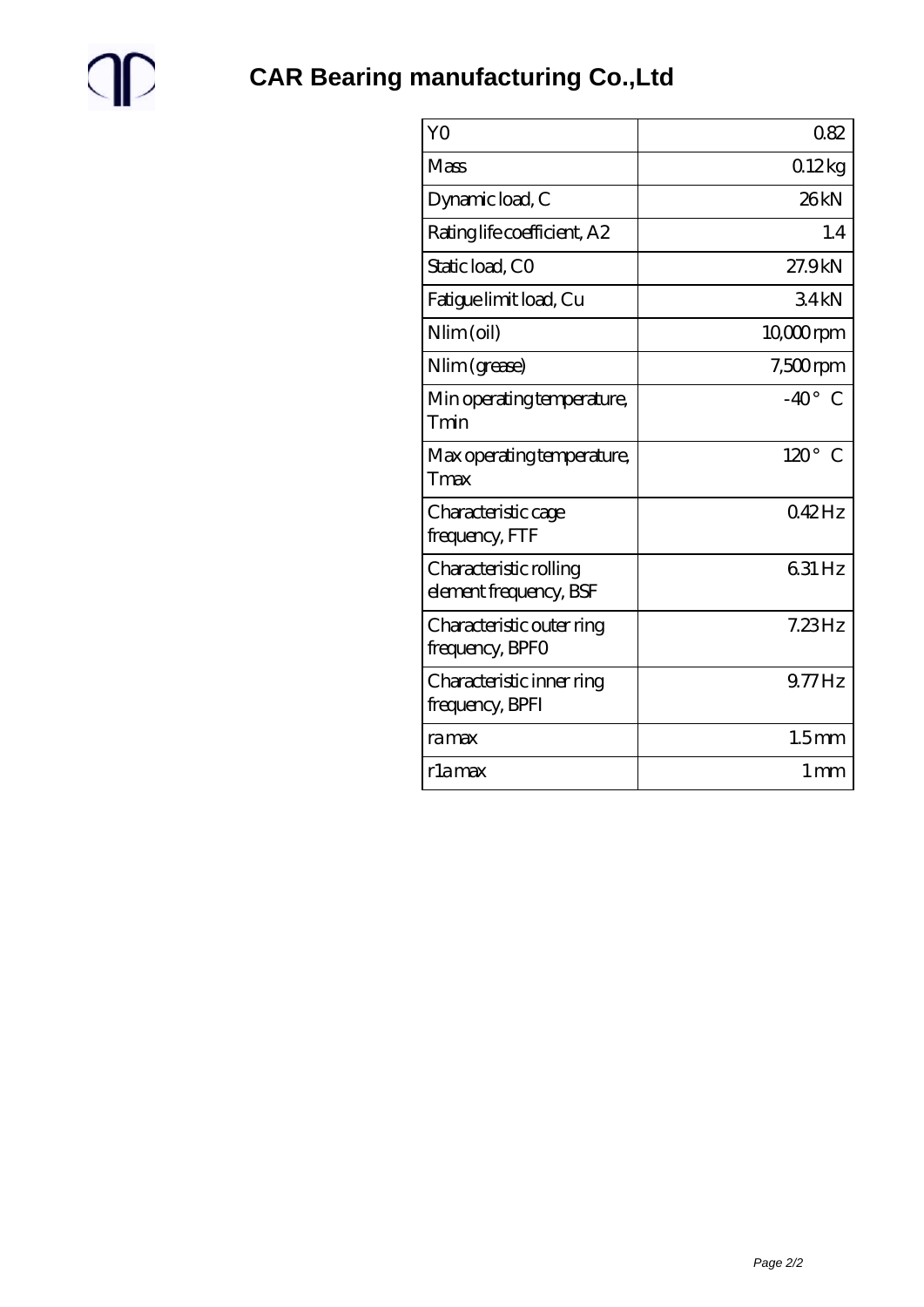# CAR Bearing manufacturing Co.,Ltd

| | |
|---|---|
| Y0 | 0.82 |
| Mass | 0.12 kg |
| Dynamic load, C | 26 kN |
| Rating life coefficient, A2 | 1.4 |
| Static load, C0 | 27.9 kN |
| Fatigue limit load, Cu | 3.4 kN |
| Nlim (oil) | 10,000 rpm |
| Nlim (grease) | 7,500 rpm |
| Min operating temperature, Tmin | -40 ° C |
| Max operating temperature, Tmax | 120 ° C |
| Characteristic cage frequency, FTF | 0.42 Hz |
| Characteristic rolling element frequency, BSF | 6.31 Hz |
| Characteristic outer ring frequency, BPFO | 7.23 Hz |
| Characteristic inner ring frequency, BPFI | 9.77 Hz |
| ra max | 1.5 mm |
| r1a max | 1 mm |